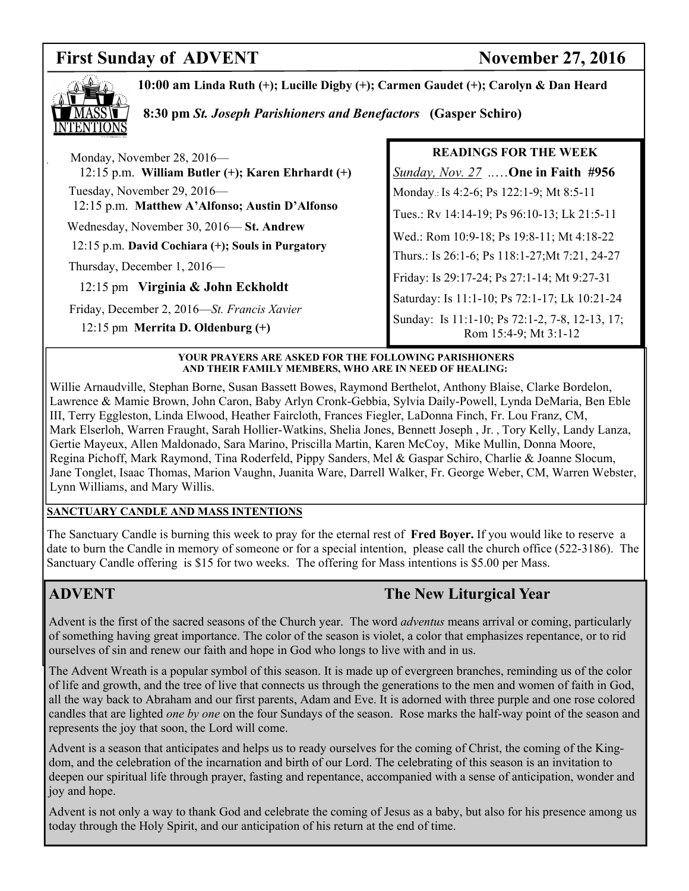# First Sunday of ADVENT — November 27, 2016

**MASS INTENTIONS**

**10:00 am Linda Ruth (+); Lucille Digby (+); Carmen Gaudet (+); Carolyn & Dan Heard**

**8:30 pm** ***St. Joseph Parishioners and Benefactors*** **(Gasper Schiro)**

Monday, November 28, 2016—
12:15 p.m. **William Butler (+); Karen Ehrhardt (+)**

Tuesday, November 29, 2016—
12:15 p.m. **Matthew A'Alfonso; Austin D'Alfonso**

Wednesday, November 30, 2016— **St. Andrew**
12:15 p.m. **David Cochiara (+); Souls in Purgatory**

Thursday, December 1, 2016—
12:15 pm **Virginia & John Eckholdt**

Friday, December 2, 2016—*St. Francis Xavier*
12:15 pm **Merrita D. Oldenburg (+)**

### READINGS FOR THE WEEK

*Sunday, Nov. 27* ..…**One in Faith #956**

Monday.: Is 4:2-6; Ps 122:1-9; Mt 8:5-11

Tues.: Rv 14:14-19; Ps 96:10-13; Lk 21:5-11

Wed.: Rom 10:9-18; Ps 19:8-11; Mt 4:18-22

Thurs.: Is 26:1-6; Ps 118:1-27;Mt 7:21, 24-27

Friday: Is 29:17-24; Ps 27:1-14; Mt 9:27-31

Saturday: Is 11:1-10; Ps 72:1-17; Lk 10:21-24

Sunday: Is 11:1-10; Ps 72:1-2, 7-8, 12-13, 17; Rom 15:4-9; Mt 3:1-12

**YOUR PRAYERS ARE ASKED FOR THE FOLLOWING PARISHIONERS AND THEIR FAMILY MEMBERS, WHO ARE IN NEED OF HEALING:**

Willie Arnaudville, Stephan Borne, Susan Bassett Bowes, Raymond Berthelot, Anthony Blaise, Clarke Bordelon, Lawrence & Mamie Brown, John Caron, Baby Arlyn Cronk-Gebbia, Sylvia Daily-Powell, Lynda DeMaria, Ben Eble III, Terry Eggleston, Linda Elwood, Heather Faircloth, Frances Fiegler, LaDonna Finch, Fr. Lou Franz, CM, Mark Elserloh, Warren Fraught, Sarah Hollier-Watkins, Shelia Jones, Bennett Joseph , Jr. , Tory Kelly, Landy Lanza, Gertie Mayeux, Allen Maldonado, Sara Marino, Priscilla Martin, Karen McCoy, Mike Mullin, Donna Moore, Regina Pichoff, Mark Raymond, Tina Roderfeld, Pippy Sanders, Mel & Gaspar Schiro, Charlie & Joanne Slocum, Jane Tonglet, Isaac Thomas, Marion Vaughn, Juanita Ware, Darrell Walker, Fr. George Weber, CM, Warren Webster, Lynn Williams, and Mary Willis.

**SANCTUARY CANDLE AND MASS INTENTIONS**

The Sanctuary Candle is burning this week to pray for the eternal rest of **Fred Boyer.** If you would like to reserve a date to burn the Candle in memory of someone or for a special intention, please call the church office (522-3186). The Sanctuary Candle offering is $15 for two weeks. The offering for Mass intentions is $5.00 per Mass.

## ADVENT — The New Liturgical Year

Advent is the first of the sacred seasons of the Church year. The word *adventus* means arrival or coming, particularly of something having great importance. The color of the season is violet, a color that emphasizes repentance, or to rid ourselves of sin and renew our faith and hope in God who longs to live with and in us.

The Advent Wreath is a popular symbol of this season. It is made up of evergreen branches, reminding us of the color of life and growth, and the tree of live that connects us through the generations to the men and women of faith in God, all the way back to Abraham and our first parents, Adam and Eve. It is adorned with three purple and one rose colored candles that are lighted *one by one* on the four Sundays of the season. Rose marks the half-way point of the season and represents the joy that soon, the Lord will come.

Advent is a season that anticipates and helps us to ready ourselves for the coming of Christ, the coming of the King-dom, and the celebration of the incarnation and birth of our Lord. The celebrating of this season is an invitation to deepen our spiritual life through prayer, fasting and repentance, accompanied with a sense of anticipation, wonder and joy and hope.

Advent is not only a way to thank God and celebrate the coming of Jesus as a baby, but also for his presence among us today through the Holy Spirit, and our anticipation of his return at the end of time.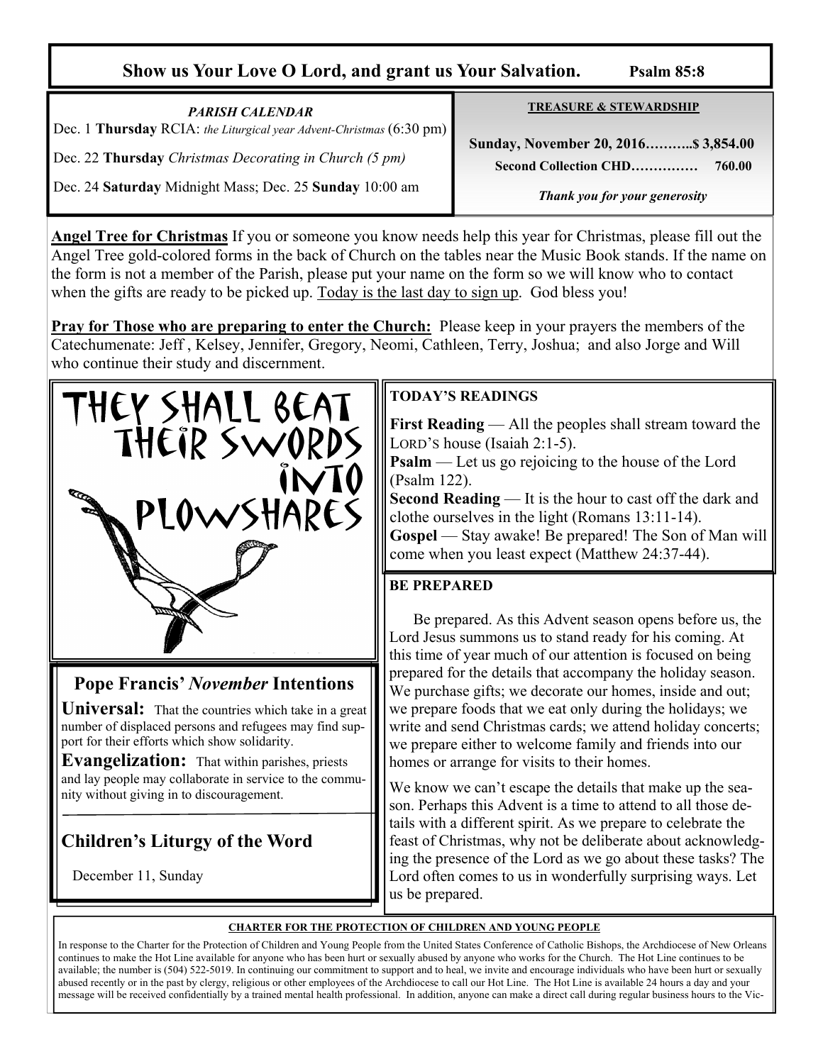**Show us Your Love O Lord, and grant us Your Salvation.** **Psalm 85:8**

*PARISH CALENDAR*

Dec. 1 **Thursday** RCIA: *the Liturgical year Advent-Christmas* (6:30 pm)

Dec. 22 **Thursday** *Christmas Decorating in Church (5 pm)*

Dec. 24 **Saturday** Midnight Mass; Dec. 25 **Sunday** 10:00 am

**TREASURE & STEWARDSHIP**

**Sunday, November 20, 2016………..$ 3,854.00**

**Second Collection CHD…………… 760.00**

***Thank you for your generosity***

**Angel Tree for Christmas** If you or someone you know needs help this year for Christmas, please fill out the Angel Tree gold-colored forms in the back of Church on the tables near the Music Book stands. If the name on the form is not a member of the Parish, please put your name on the form so we will know who to contact when the gifts are ready to be picked up. Today is the last day to sign up. God bless you!

**Pray for Those who are preparing to enter the Church:** Please keep in your prayers the members of the Catechumenate: Jeff , Kelsey, Jennifer, Gregory, Neomi, Cathleen, Terry, Joshua; and also Jorge and Will who continue their study and discernment.

THEY SHALL BEAT THEIR SWORDS INTO PLOWSHARES

## Pope Francis' *November* Intentions

**Universal:** That the countries which take in a great number of displaced persons and refugees may find support for their efforts which show solidarity.

**Evangelization:** That within parishes, priests and lay people may collaborate in service to the community without giving in to discouragement.

## Children's Liturgy of the Word

December 11, Sunday

**TODAY'S READINGS**

**First Reading** — All the peoples shall stream toward the LORD'S house (Isaiah 2:1-5).
**Psalm** — Let us go rejoicing to the house of the Lord (Psalm 122).
**Second Reading** — It is the hour to cast off the dark and clothe ourselves in the light (Romans 13:11-14).
**Gospel** — Stay awake! Be prepared! The Son of Man will come when you least expect (Matthew 24:37-44).

**BE PREPARED**

Be prepared. As this Advent season opens before us, the Lord Jesus summons us to stand ready for his coming. At this time of year much of our attention is focused on being prepared for the details that accompany the holiday season. We purchase gifts; we decorate our homes, inside and out; we prepare foods that we eat only during the holidays; we write and send Christmas cards; we attend holiday concerts; we prepare either to welcome family and friends into our homes or arrange for visits to their homes.

We know we can't escape the details that make up the season. Perhaps this Advent is a time to attend to all those details with a different spirit. As we prepare to celebrate the feast of Christmas, why not be deliberate about acknowledging the presence of the Lord as we go about these tasks? The Lord often comes to us in wonderfully surprising ways. Let us be prepared.

**CHARTER FOR THE PROTECTION OF CHILDREN AND YOUNG PEOPLE**

In response to the Charter for the Protection of Children and Young People from the United States Conference of Catholic Bishops, the Archdiocese of New Orleans continues to make the Hot Line available for anyone who has been hurt or sexually abused by anyone who works for the Church. The Hot Line continues to be available; the number is (504) 522-5019. In continuing our commitment to support and to heal, we invite and encourage individuals who have been hurt or sexually abused recently or in the past by clergy, religious or other employees of the Archdiocese to call our Hot Line. The Hot Line is available 24 hours a day and your message will be received confidentially by a trained mental health professional. In addition, anyone can make a direct call during regular business hours to the Vic-